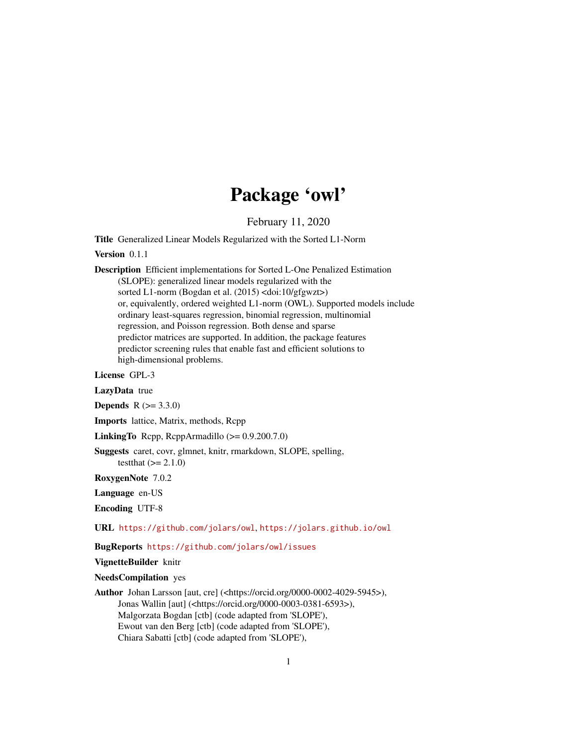# Package 'owl'

February 11, 2020

**Title** Generalized Linear Models Regularized with the Sorted L1-Norm

**Version** 0.1.1

**Description** Efficient implementations for Sorted L-One Penalized Estimation (SLOPE): generalized linear models regularized with the sorted L1-norm (Bogdan et al. (2015) <doi:10/gfgwzt>) or, equivalently, ordered weighted L1-norm (OWL). Supported models include ordinary least-squares regression, binomial regression, multinomial regression, and Poisson regression. Both dense and sparse predictor matrices are supported. In addition, the package features predictor screening rules that enable fast and efficient solutions to high-dimensional problems.

**License** GPL-3

**LazyData** true

**Depends** R (>= 3.3.0)

**Imports** lattice, Matrix, methods, Rcpp

**LinkingTo** Rcpp, RcppArmadillo (>= 0.9.200.7.0)

**Suggests** caret, covr, glmnet, knitr, rmarkdown, SLOPE, spelling, testthat (>= 2.1.0)

**RoxygenNote** 7.0.2

**Language** en-US

**Encoding** UTF-8

**URL** https://github.com/jolars/owl, https://jolars.github.io/owl

**BugReports** https://github.com/jolars/owl/issues

**VignetteBuilder** knitr

**NeedsCompilation** yes

**Author** Johan Larsson [aut, cre] (<https://orcid.org/0000-0002-4029-5945>),
Jonas Wallin [aut] (<https://orcid.org/0000-0003-0381-6593>),
Malgorzata Bogdan [ctb] (code adapted from 'SLOPE'),
Ewout van den Berg [ctb] (code adapted from 'SLOPE'),
Chiara Sabatti [ctb] (code adapted from 'SLOPE'),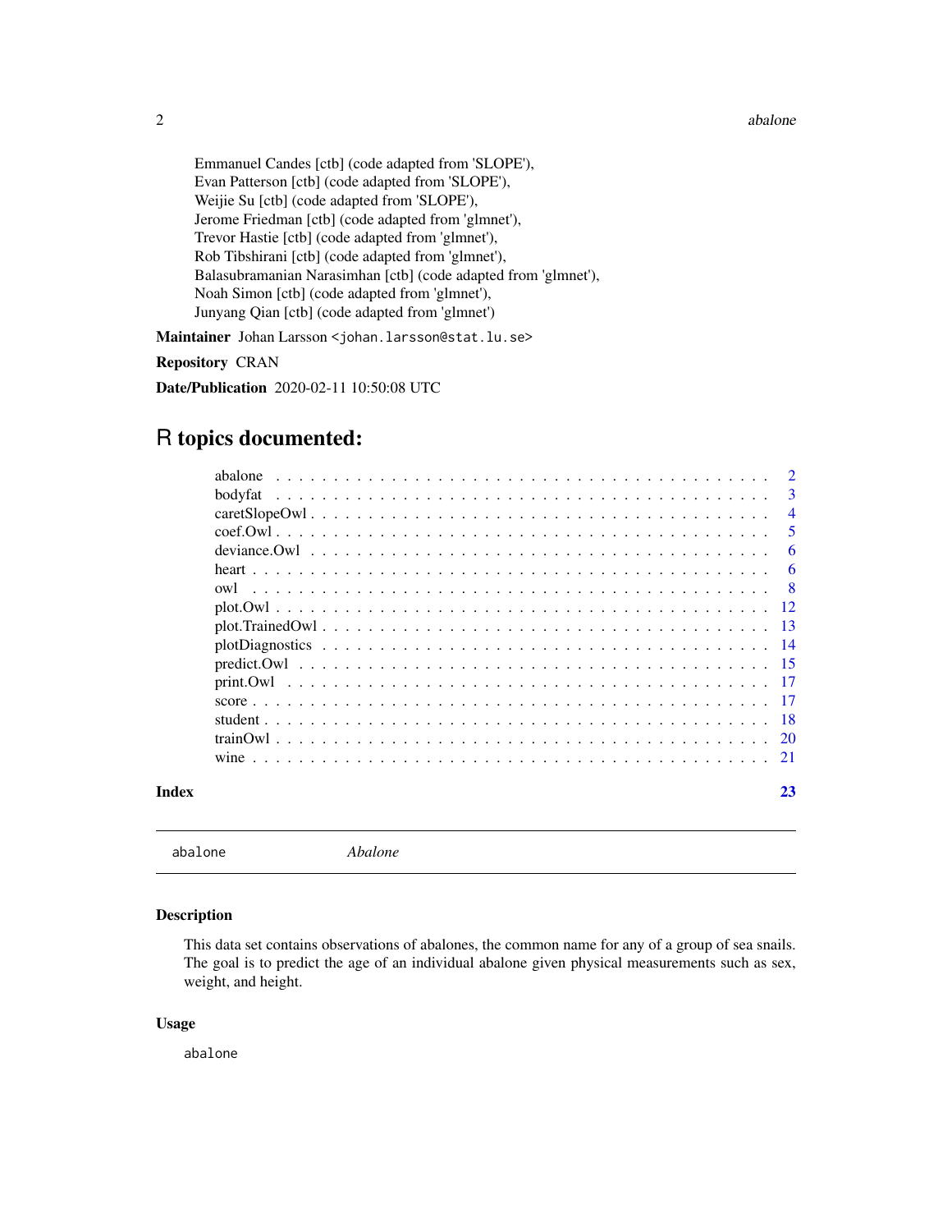Emmanuel Candes [ctb] (code adapted from 'SLOPE'),
Evan Patterson [ctb] (code adapted from 'SLOPE'),
Weijie Su [ctb] (code adapted from 'SLOPE'),
Jerome Friedman [ctb] (code adapted from 'glmnet'),
Trevor Hastie [ctb] (code adapted from 'glmnet'),
Rob Tibshirani [ctb] (code adapted from 'glmnet'),
Balasubramanian Narasimhan [ctb] (code adapted from 'glmnet'),
Noah Simon [ctb] (code adapted from 'glmnet'),
Junyang Qian [ctb] (code adapted from 'glmnet')

**Maintainer** Johan Larsson <johan.larsson@stat.lu.se>

**Repository** CRAN

**Date/Publication** 2020-02-11 10:50:08 UTC

# R topics documented:

- abalone . . . . . 2
- bodyfat . . . . . 3
- caretSlopeOwl . . . . . 4
- coef.Owl . . . . . 5
- deviance.Owl . . . . . 6
- heart . . . . . 6
- owl . . . . . 8
- plot.Owl . . . . . 12
- plot.TrainedOwl . . . . . 13
- plotDiagnostics . . . . . 14
- predict.Owl . . . . . 15
- print.Owl . . . . . 17
- score . . . . . 17
- student . . . . . 18
- trainOwl . . . . . 20
- wine . . . . . 21

**Index** 23

---

`abalone` *Abalone*

---

### Description

This data set contains observations of abalones, the common name for any of a group of sea snails. The goal is to predict the age of an individual abalone given physical measurements such as sex, weight, and height.

### Usage

```
abalone
```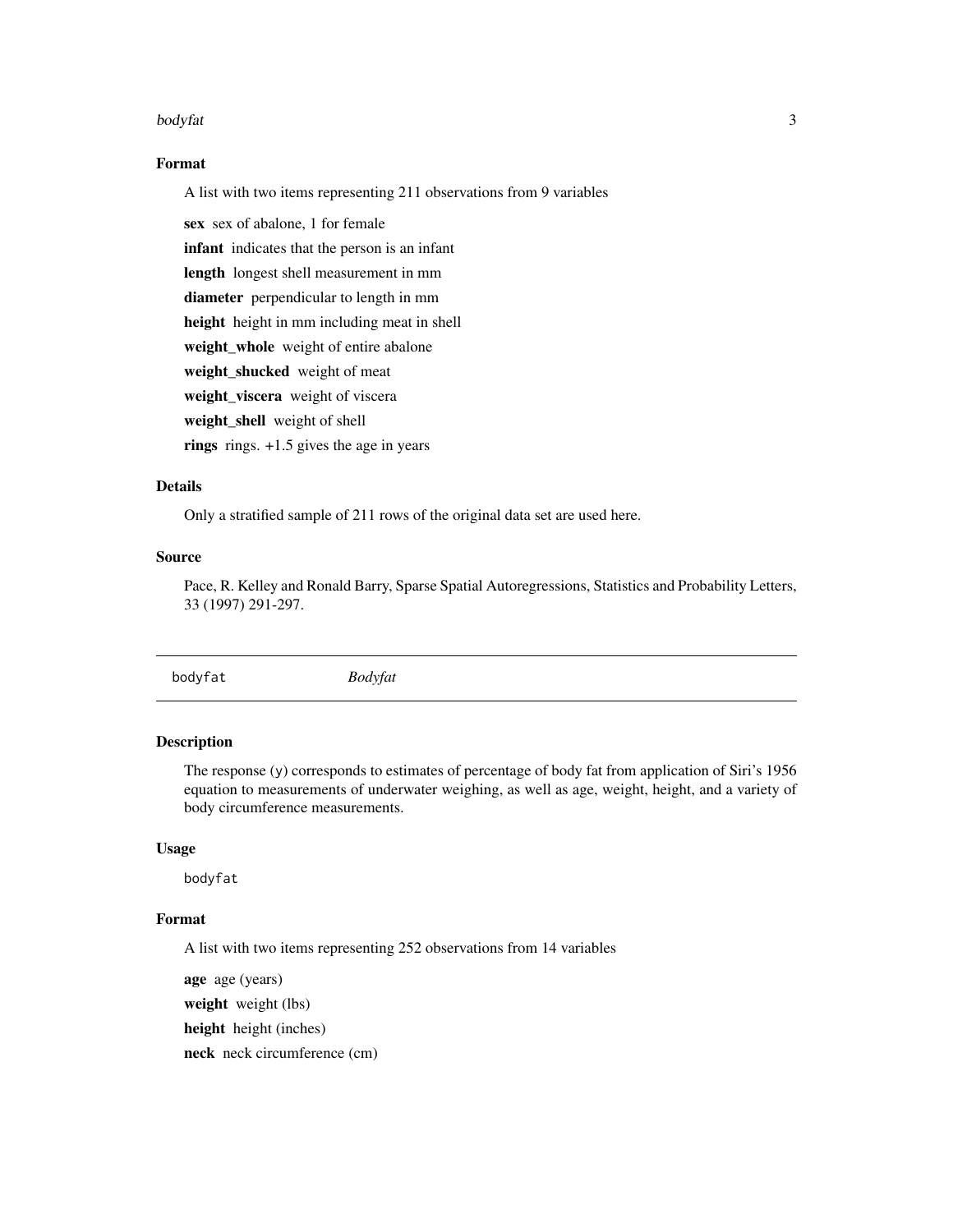### Format

A list with two items representing 211 observations from 9 variables

**sex** sex of abalone, 1 for female

**infant** indicates that the person is an infant

**length** longest shell measurement in mm

**diameter** perpendicular to length in mm

**height** height in mm including meat in shell

**weight_whole** weight of entire abalone

**weight_shucked** weight of meat

**weight_viscera** weight of viscera

**weight_shell** weight of shell

**rings** rings. +1.5 gives the age in years

### Details

Only a stratified sample of 211 rows of the original data set are used here.

### Source

Pace, R. Kelley and Ronald Barry, Sparse Spatial Autoregressions, Statistics and Probability Letters, 33 (1997) 291-297.

---

## bodyfat *Bodyfat*

---

### Description

The response (y) corresponds to estimates of percentage of body fat from application of Siri's 1956 equation to measurements of underwater weighing, as well as age, weight, height, and a variety of body circumference measurements.

### Usage

```
bodyfat
```

### Format

A list with two items representing 252 observations from 14 variables

**age** age (years)

**weight** weight (lbs)

**height** height (inches)

**neck** neck circumference (cm)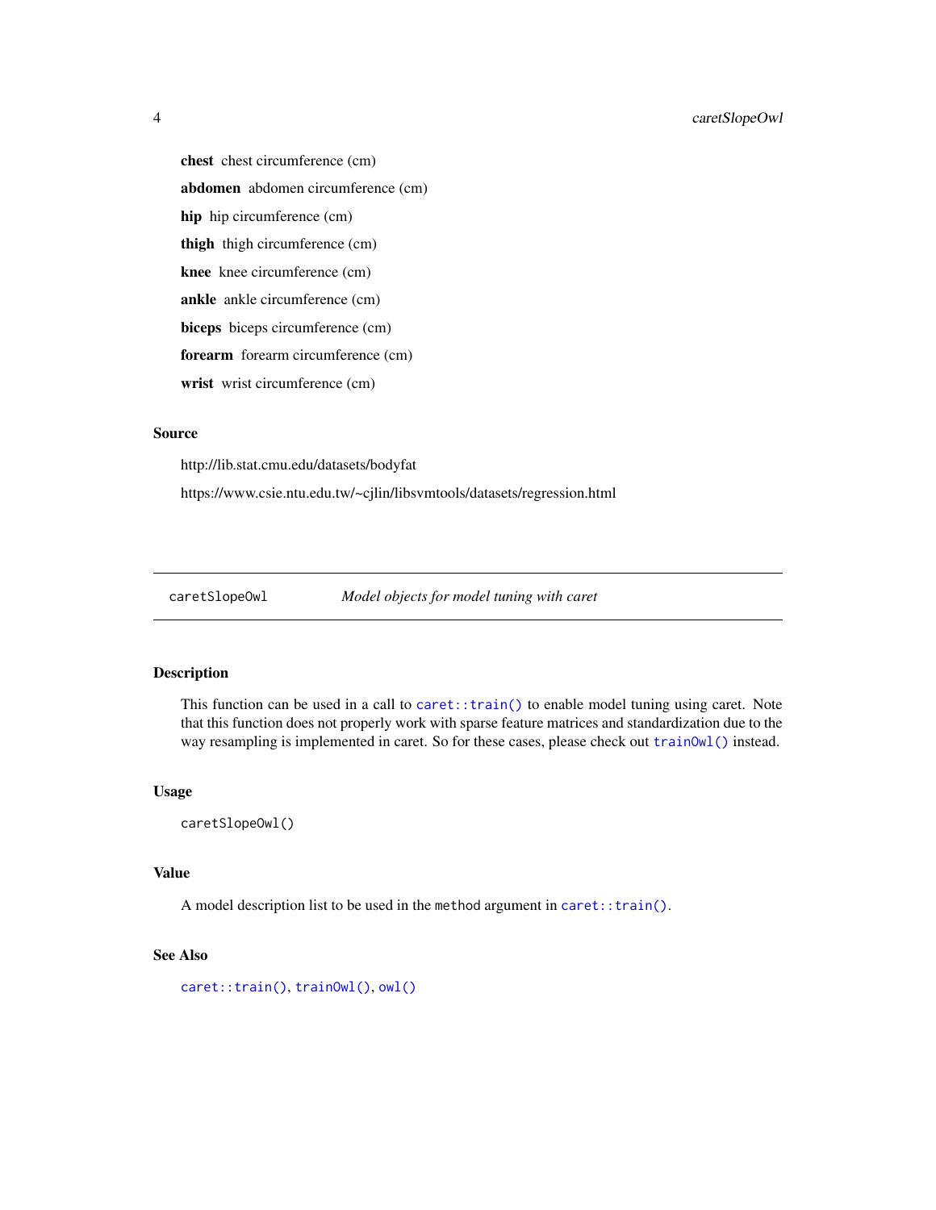**chest** chest circumference (cm)

**abdomen** abdomen circumference (cm)

**hip** hip circumference (cm)

**thigh** thigh circumference (cm)

**knee** knee circumference (cm)

**ankle** ankle circumference (cm)

**biceps** biceps circumference (cm)

**forearm** forearm circumference (cm)

**wrist** wrist circumference (cm)

### Source

http://lib.stat.cmu.edu/datasets/bodyfat

https://www.csie.ntu.edu.tw/~cjlin/libsvmtools/datasets/regression.html

---

## `caretSlopeOwl` *Model objects for model tuning with caret*

---

### Description

This function can be used in a call to `caret::train()` to enable model tuning using caret. Note that this function does not properly work with sparse feature matrices and standardization due to the way resampling is implemented in caret. So for these cases, please check out `trainOwl()` instead.

### Usage

```
caretSlopeOwl()
```

### Value

A model description list to be used in the `method` argument in `caret::train()`.

### See Also

`caret::train()`, `trainOwl()`, `owl()`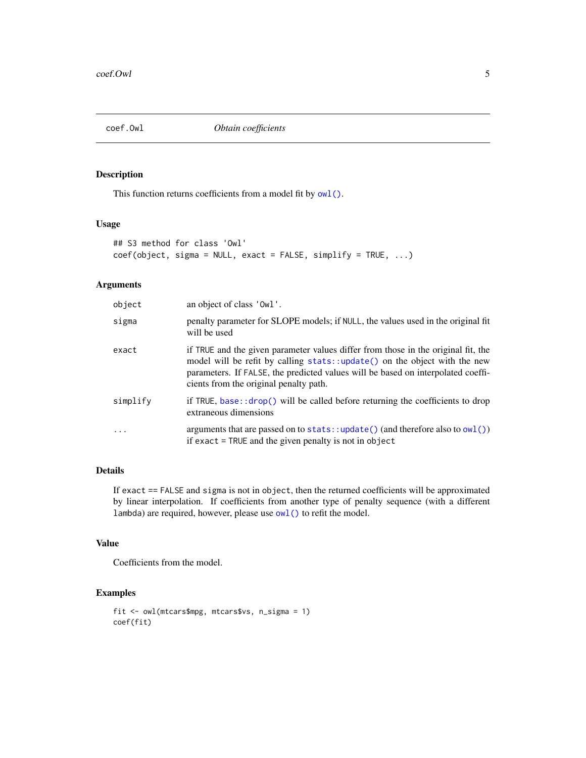## coef.Owl — *Obtain coefficients*

### Description

This function returns coefficients from a model fit by `owl()`.

### Usage

```
## S3 method for class 'Owl'
coef(object, sigma = NULL, exact = FALSE, simplify = TRUE, ...)
```

### Arguments

| | |
|---|---|
| `object` | an object of class `'Owl'`. |
| `sigma` | penalty parameter for SLOPE models; if `NULL`, the values used in the original fit will be used |
| `exact` | if `TRUE` and the given parameter values differ from those in the original fit, the model will be refit by calling `stats::update()` on the object with the new parameters. If `FALSE`, the predicted values will be based on interpolated coefficients from the original penalty path. |
| `simplify` | if `TRUE`, `base::drop()` will be called before returning the coefficients to drop extraneous dimensions |
| `...` | arguments that are passed on to `stats::update()` (and therefore also to `owl()`) if `exact = TRUE` and the given penalty is not in `object` |

### Details

If `exact == FALSE` and `sigma` is not in `object`, then the returned coefficients will be approximated by linear interpolation. If coefficients from another type of penalty sequence (with a different `lambda`) are required, however, please use `owl()` to refit the model.

### Value

Coefficients from the model.

### Examples

```
fit <- owl(mtcars$mpg, mtcars$vs, n_sigma = 1)
coef(fit)
```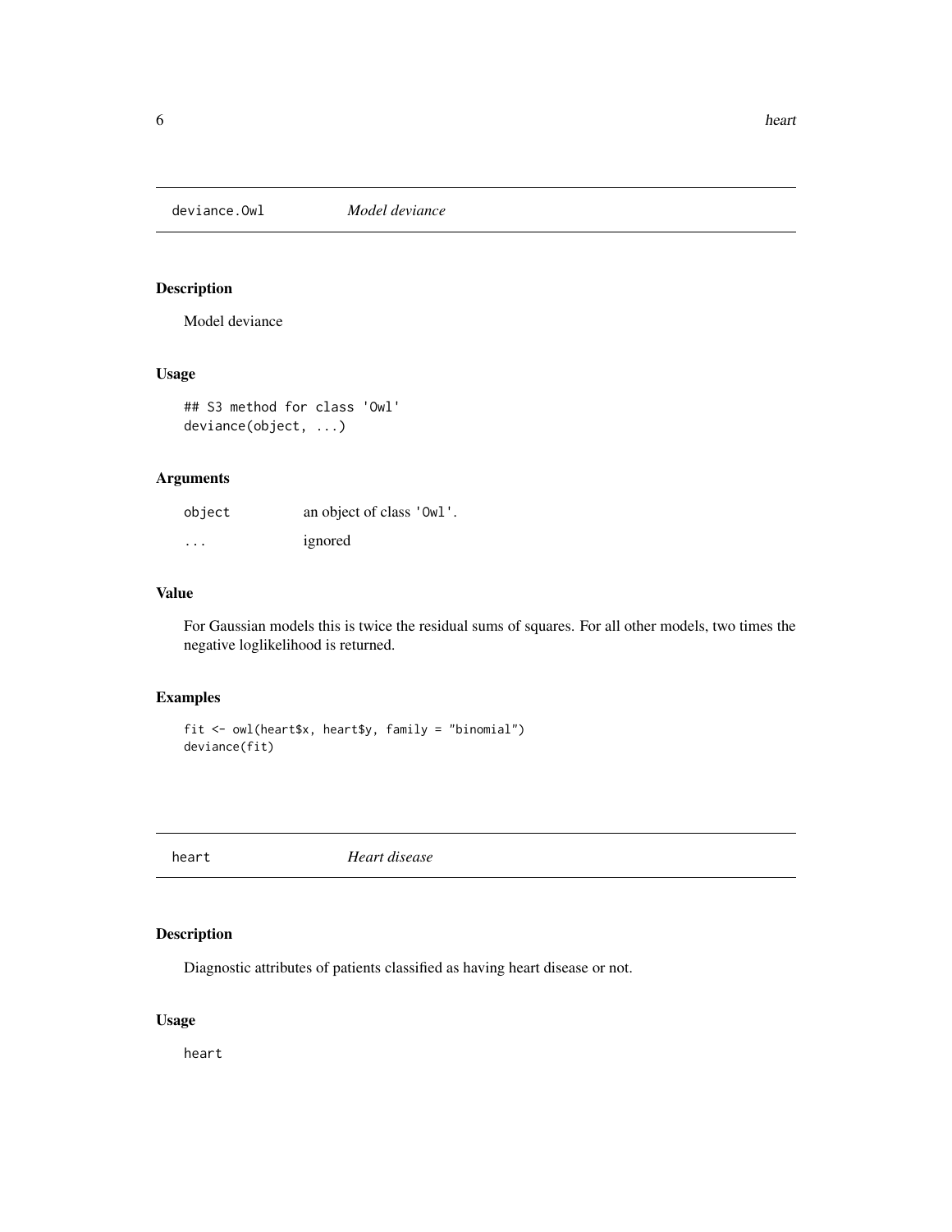## deviance.Owl *Model deviance*

### Description

Model deviance

### Usage

```
## S3 method for class 'Owl'
deviance(object, ...)
```

### Arguments

| | |
|---|---|
| object | an object of class 'Owl'. |
| ... | ignored |

### Value

For Gaussian models this is twice the residual sums of squares. For all other models, two times the negative loglikelihood is returned.

### Examples

```
fit <- owl(heart$x, heart$y, family = "binomial")
deviance(fit)
```

## heart *Heart disease*

### Description

Diagnostic attributes of patients classified as having heart disease or not.

### Usage

```
heart
```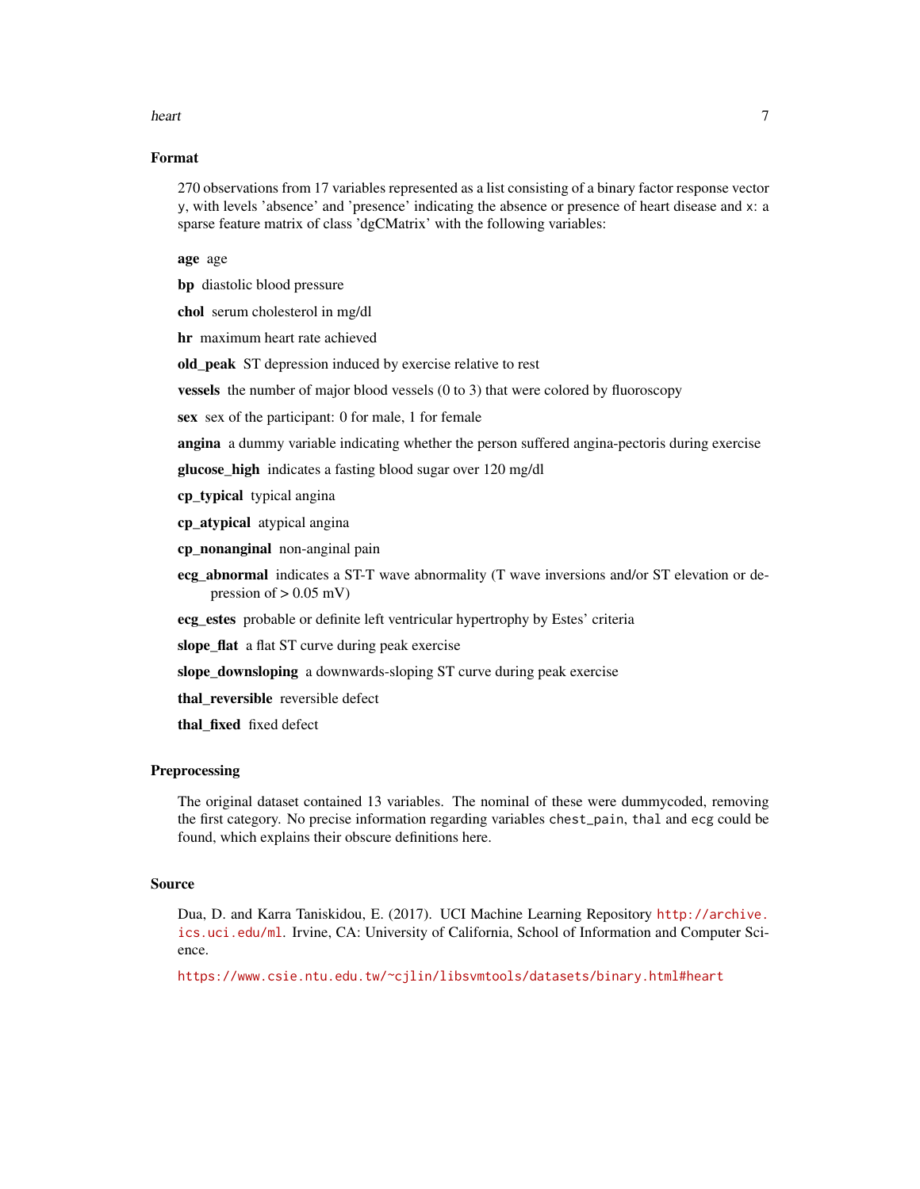## Format

270 observations from 17 variables represented as a list consisting of a binary factor response vector `y`, with levels 'absence' and 'presence' indicating the absence or presence of heart disease and `x`: a sparse feature matrix of class 'dgCMatrix' with the following variables:

**age** age

**bp** diastolic blood pressure

**chol** serum cholesterol in mg/dl

**hr** maximum heart rate achieved

**old_peak** ST depression induced by exercise relative to rest

**vessels** the number of major blood vessels (0 to 3) that were colored by fluoroscopy

**sex** sex of the participant: 0 for male, 1 for female

**angina** a dummy variable indicating whether the person suffered angina-pectoris during exercise

**glucose_high** indicates a fasting blood sugar over 120 mg/dl

**cp_typical** typical angina

**cp_atypical** atypical angina

**cp_nonanginal** non-anginal pain

**ecg_abnormal** indicates a ST-T wave abnormality (T wave inversions and/or ST elevation or depression of > 0.05 mV)

**ecg_estes** probable or definite left ventricular hypertrophy by Estes' criteria

**slope_flat** a flat ST curve during peak exercise

**slope_downsloping** a downwards-sloping ST curve during peak exercise

**thal_reversible** reversible defect

**thal_fixed** fixed defect

## Preprocessing

The original dataset contained 13 variables. The nominal of these were dummycoded, removing the first category. No precise information regarding variables `chest_pain`, `thal` and `ecg` could be found, which explains their obscure definitions here.

## Source

Dua, D. and Karra Taniskidou, E. (2017). UCI Machine Learning Repository http://archive.ics.uci.edu/ml. Irvine, CA: University of California, School of Information and Computer Science.

https://www.csie.ntu.edu.tw/~cjlin/libsvmtools/datasets/binary.html#heart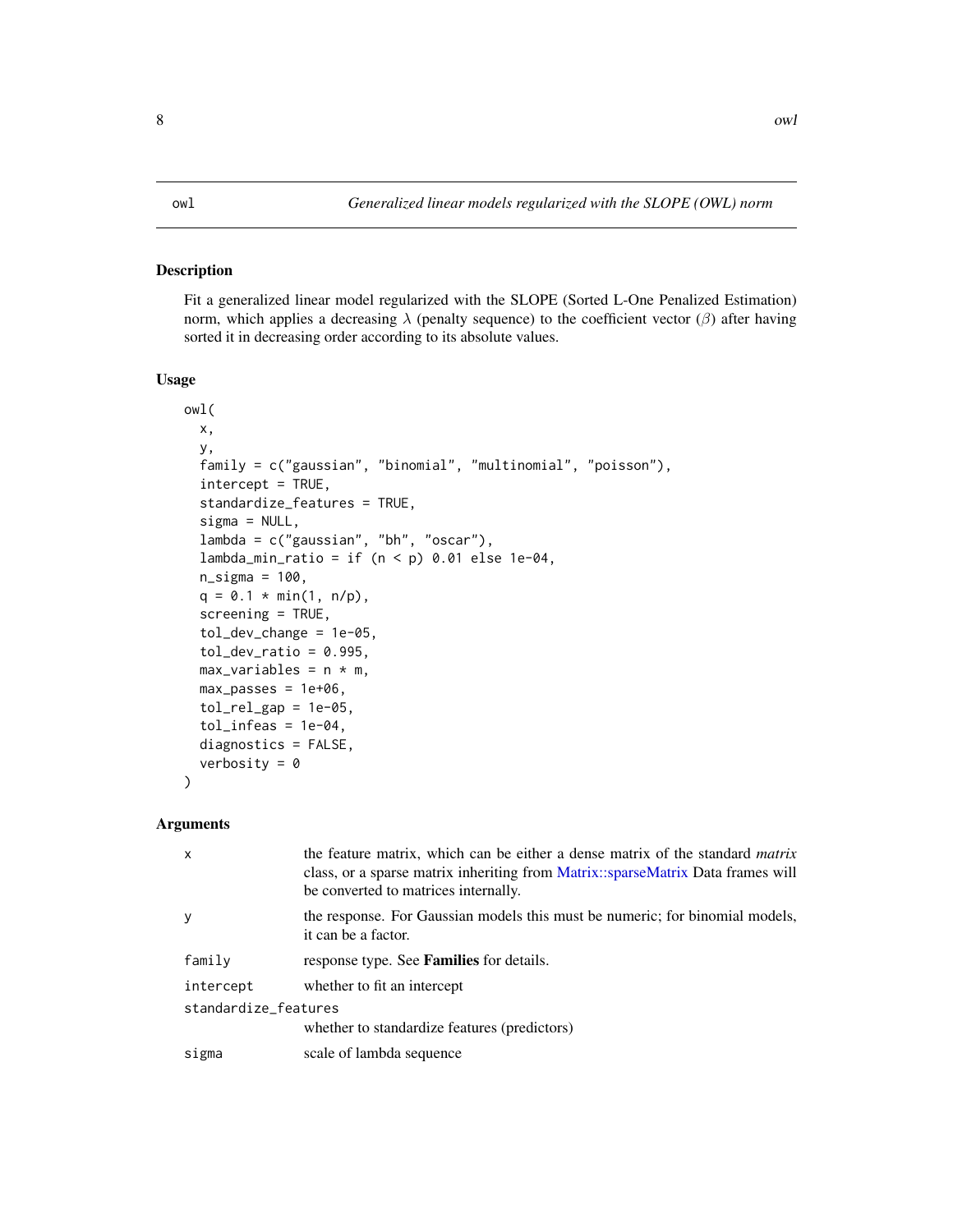# owl — Generalized linear models regularized with the SLOPE (OWL) norm

## Description

Fit a generalized linear model regularized with the SLOPE (Sorted L-One Penalized Estimation) norm, which applies a decreasing $\lambda$ (penalty sequence) to the coefficient vector ($\beta$) after having sorted it in decreasing order according to its absolute values.

## Usage

```
owl(
  x,
  y,
  family = c("gaussian", "binomial", "multinomial", "poisson"),
  intercept = TRUE,
  standardize_features = TRUE,
  sigma = NULL,
  lambda = c("gaussian", "bh", "oscar"),
  lambda_min_ratio = if (n < p) 0.01 else 1e-04,
  n_sigma = 100,
  q = 0.1 * min(1, n/p),
  screening = TRUE,
  tol_dev_change = 1e-05,
  tol_dev_ratio = 0.995,
  max_variables = n * m,
  max_passes = 1e+06,
  tol_rel_gap = 1e-05,
  tol_infeas = 1e-04,
  diagnostics = FALSE,
  verbosity = 0
)
```

## Arguments

| Argument | Description |
|---|---|
| `x` | the feature matrix, which can be either a dense matrix of the standard *matrix* class, or a sparse matrix inheriting from Matrix::sparseMatrix Data frames will be converted to matrices internally. |
| `y` | the response. For Gaussian models this must be numeric; for binomial models, it can be a factor. |
| `family` | response type. See **Families** for details. |
| `intercept` | whether to fit an intercept |
| `standardize_features` | whether to standardize features (predictors) |
| `sigma` | scale of lambda sequence |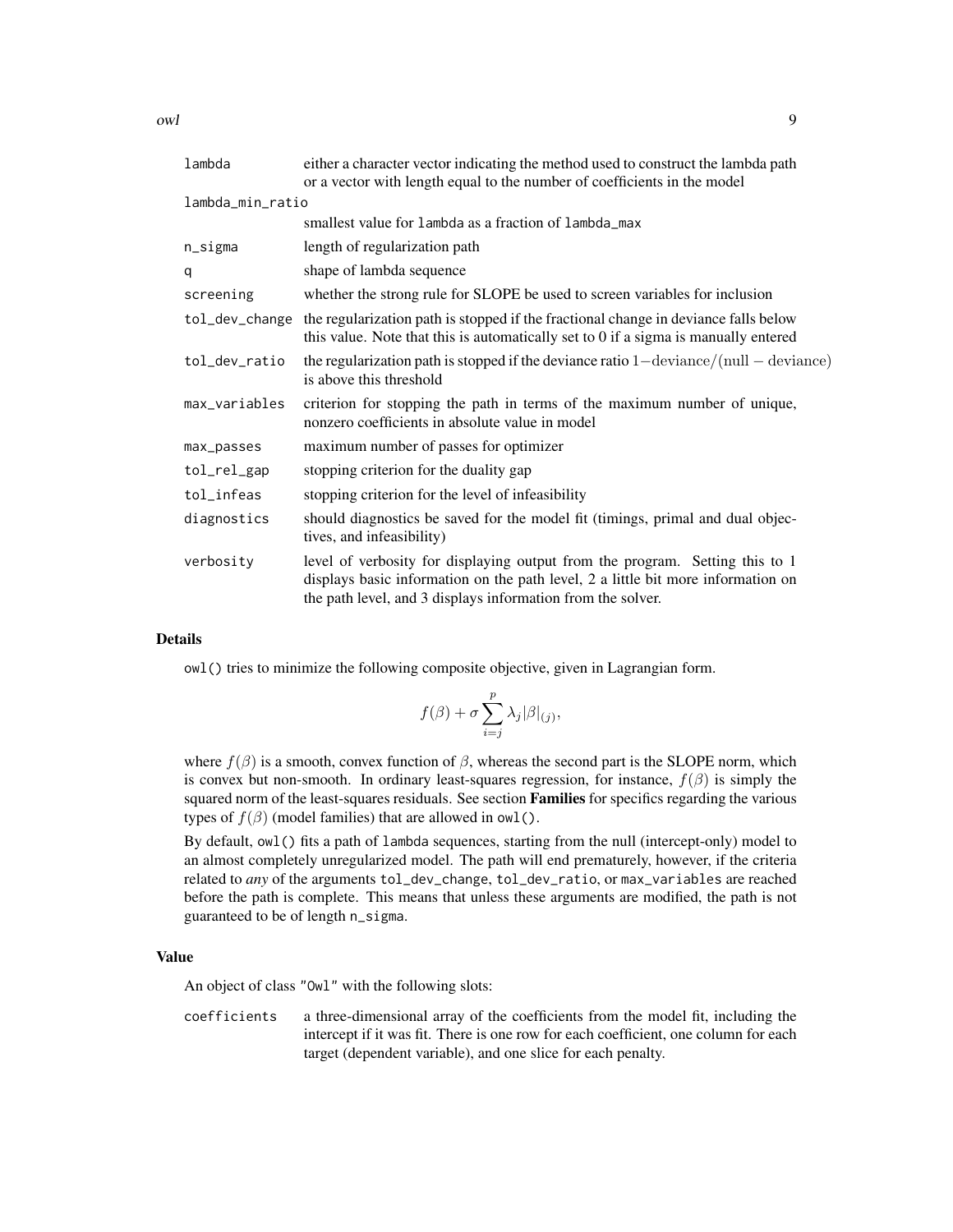| | |
|---|---|
| lambda | either a character vector indicating the method used to construct the lambda path or a vector with length equal to the number of coefficients in the model |
| lambda_min_ratio | smallest value for lambda as a fraction of lambda_max |
| n_sigma | length of regularization path |
| q | shape of lambda sequence |
| screening | whether the strong rule for SLOPE be used to screen variables for inclusion |
| tol_dev_change | the regularization path is stopped if the fractional change in deviance falls below this value. Note that this is automatically set to 0 if a sigma is manually entered |
| tol_dev_ratio | the regularization path is stopped if the deviance ratio $1 - \text{deviance}/(\text{null} - \text{deviance})$ is above this threshold |
| max_variables | criterion for stopping the path in terms of the maximum number of unique, nonzero coefficients in absolute value in model |
| max_passes | maximum number of passes for optimizer |
| tol_rel_gap | stopping criterion for the duality gap |
| tol_infeas | stopping criterion for the level of infeasibility |
| diagnostics | should diagnostics be saved for the model fit (timings, primal and dual objectives, and infeasibility) |
| verbosity | level of verbosity for displaying output from the program. Setting this to 1 displays basic information on the path level, 2 a little bit more information on the path level, and 3 displays information from the solver. |

## Details

owl() tries to minimize the following composite objective, given in Lagrangian form.

$$f(\beta) + \sigma \sum_{i=j}^{p} \lambda_j |\beta|_{(j)},$$

where $f(\beta)$ is a smooth, convex function of $\beta$, whereas the second part is the SLOPE norm, which is convex but non-smooth. In ordinary least-squares regression, for instance, $f(\beta)$ is simply the squared norm of the least-squares residuals. See section **Families** for specifics regarding the various types of $f(\beta)$ (model families) that are allowed in owl().

By default, owl() fits a path of lambda sequences, starting from the null (intercept-only) model to an almost completely unregularized model. The path will end prematurely, however, if the criteria related to *any* of the arguments tol_dev_change, tol_dev_ratio, or max_variables are reached before the path is complete. This means that unless these arguments are modified, the path is not guaranteed to be of length n_sigma.

## Value

An object of class "Owl" with the following slots:

| | |
|---|---|
| coefficients | a three-dimensional array of the coefficients from the model fit, including the intercept if it was fit. There is one row for each coefficient, one column for each target (dependent variable), and one slice for each penalty. |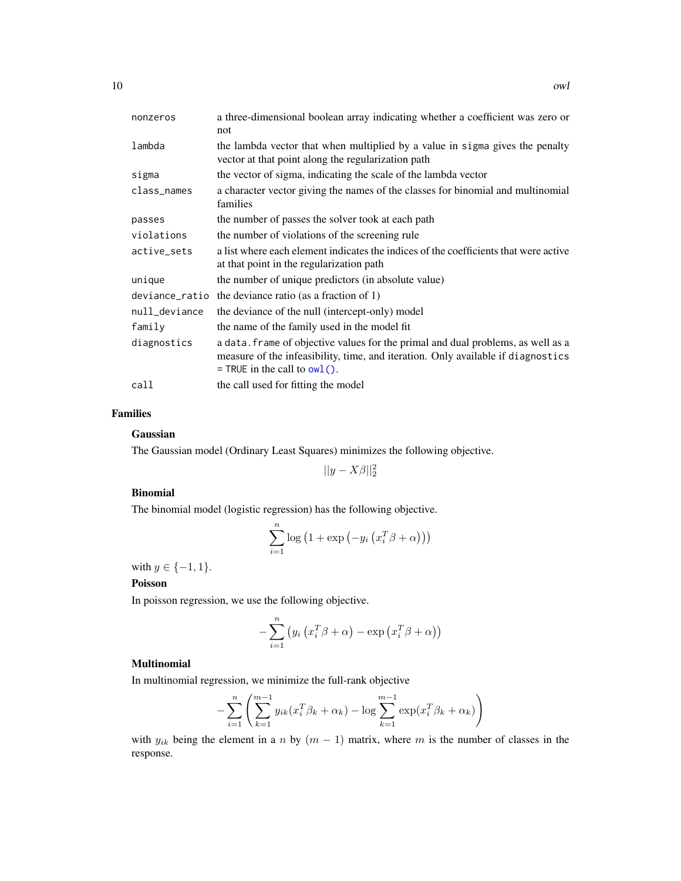| | |
|---|---|
| nonzeros | a three-dimensional boolean array indicating whether a coefficient was zero or not |
| lambda | the lambda vector that when multiplied by a value in sigma gives the penalty vector at that point along the regularization path |
| sigma | the vector of sigma, indicating the scale of the lambda vector |
| class_names | a character vector giving the names of the classes for binomial and multinomial families |
| passes | the number of passes the solver took at each path |
| violations | the number of violations of the screening rule |
| active_sets | a list where each element indicates the indices of the coefficients that were active at that point in the regularization path |
| unique | the number of unique predictors (in absolute value) |
| deviance_ratio | the deviance ratio (as a fraction of 1) |
| null_deviance | the deviance of the null (intercept-only) model |
| family | the name of the family used in the model fit |
| diagnostics | a `data.frame` of objective values for the primal and dual problems, as well as a measure of the infeasibility, time, and iteration. Only available if `diagnostics = TRUE` in the call to `owl()`. |
| call | the call used for fitting the model |

## Families

### Gaussian

The Gaussian model (Ordinary Least Squares) minimizes the following objective.

$$||y - X\beta||_2^2$$

### Binomial

The binomial model (logistic regression) has the following objective.

$$\sum_{i=1}^{n} \log\left(1 + \exp\left(-y_i\left(x_i^T\beta + \alpha\right)\right)\right)$$

with $y \in \{-1, 1\}$.

### Poisson

In poisson regression, we use the following objective.

$$-\sum_{i=1}^{n}\left(y_i\left(x_i^T\beta + \alpha\right) - \exp\left(x_i^T\beta + \alpha\right)\right)$$

### Multinomial

In multinomial regression, we minimize the full-rank objective

$$-\sum_{i=1}^{n}\left(\sum_{k=1}^{m-1} y_{ik}(x_i^T\beta_k + \alpha_k) - \log\sum_{k=1}^{m-1}\exp(x_i^T\beta_k + \alpha_k)\right)$$

with $y_{ik}$ being the element in a $n$ by $(m-1)$ matrix, where $m$ is the number of classes in the response.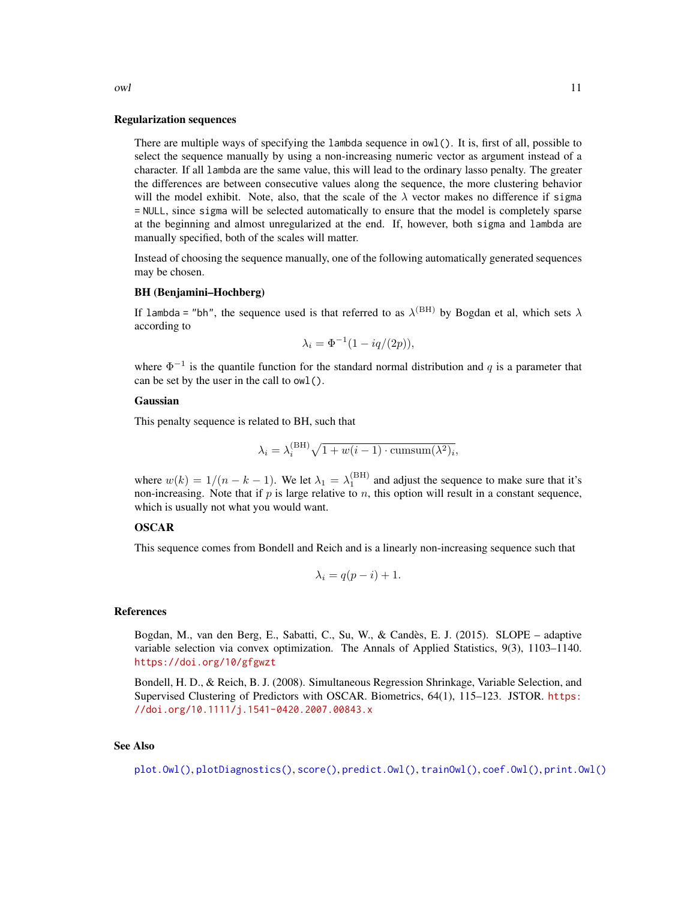## Regularization sequences

There are multiple ways of specifying the `lambda` sequence in `owl()`. It is, first of all, possible to select the sequence manually by using a non-increasing numeric vector as argument instead of a character. If all `lambda` are the same value, this will lead to the ordinary lasso penalty. The greater the differences are between consecutive values along the sequence, the more clustering behavior will the model exhibit. Note, also, that the scale of the $\lambda$ vector makes no difference if `sigma = NULL`, since `sigma` will be selected automatically to ensure that the model is completely sparse at the beginning and almost unregularized at the end. If, however, both `sigma` and `lambda` are manually specified, both of the scales will matter.

Instead of choosing the sequence manually, one of the following automatically generated sequences may be chosen.

### BH (Benjamini–Hochberg)

If `lambda = "bh"`, the sequence used is that referred to as $\lambda^{(\mathrm{BH})}$ by Bogdan et al, which sets $\lambda$ according to

$$\lambda_i = \Phi^{-1}(1 - iq/(2p)),$$

where $\Phi^{-1}$ is the quantile function for the standard normal distribution and $q$ is a parameter that can be set by the user in the call to `owl()`.

### Gaussian

This penalty sequence is related to BH, such that

$$\lambda_i = \lambda_i^{(\mathrm{BH})}\sqrt{1 + w(i-1) \cdot \mathrm{cumsum}(\lambda^2)_i},$$

where $w(k) = 1/(n-k-1)$. We let $\lambda_1 = \lambda_1^{(\mathrm{BH})}$ and adjust the sequence to make sure that it's non-increasing. Note that if $p$ is large relative to $n$, this option will result in a constant sequence, which is usually not what you would want.

### OSCAR

This sequence comes from Bondell and Reich and is a linearly non-increasing sequence such that

$$\lambda_i = q(p - i) + 1.$$

## References

Bogdan, M., van den Berg, E., Sabatti, C., Su, W., & Candès, E. J. (2015). SLOPE – adaptive variable selection via convex optimization. The Annals of Applied Statistics, 9(3), 1103–1140. https://doi.org/10/gfgwzt

Bondell, H. D., & Reich, B. J. (2008). Simultaneous Regression Shrinkage, Variable Selection, and Supervised Clustering of Predictors with OSCAR. Biometrics, 64(1), 115–123. JSTOR. https://doi.org/10.1111/j.1541-0420.2007.00843.x

## See Also

`plot.Owl()`, `plotDiagnostics()`, `score()`, `predict.Owl()`, `trainOwl()`, `coef.Owl()`, `print.Owl()`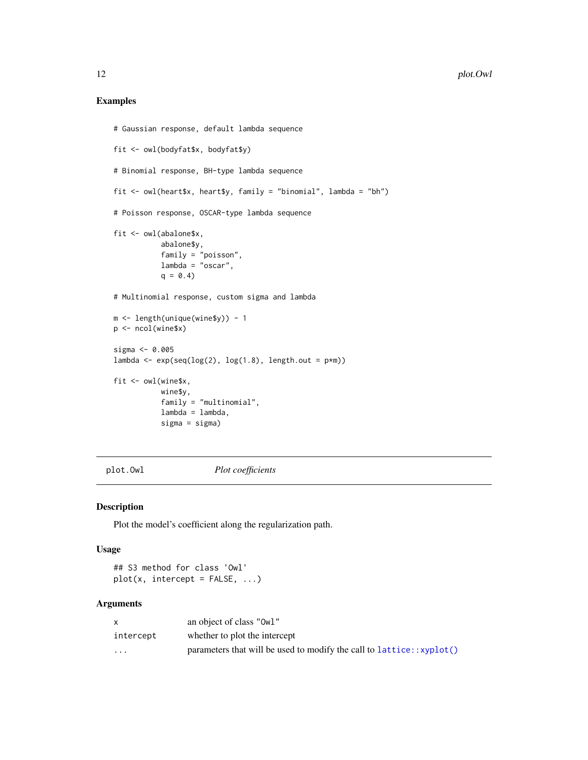### Examples

```
# Gaussian response, default lambda sequence

fit <- owl(bodyfat$x, bodyfat$y)

# Binomial response, BH-type lambda sequence

fit <- owl(heart$x, heart$y, family = "binomial", lambda = "bh")

# Poisson response, OSCAR-type lambda sequence

fit <- owl(abalone$x,
           abalone$y,
           family = "poisson",
           lambda = "oscar",
           q = 0.4)

# Multinomial response, custom sigma and lambda

m <- length(unique(wine$y)) - 1
p <- ncol(wine$x)

sigma <- 0.005
lambda <- exp(seq(log(2), log(1.8), length.out = p*m))

fit <- owl(wine$x,
           wine$y,
           family = "multinomial",
           lambda = lambda,
           sigma = sigma)
```

---

## plot.Owl — *Plot coefficients*

### Description

Plot the model's coefficient along the regularization path.

### Usage

```
## S3 method for class 'Owl'
plot(x, intercept = FALSE, ...)
```

### Arguments

| | |
|---|---|
| `x` | an object of class "Owl" |
| `intercept` | whether to plot the intercept |
| `...` | parameters that will be used to modify the call to `lattice::xyplot()` |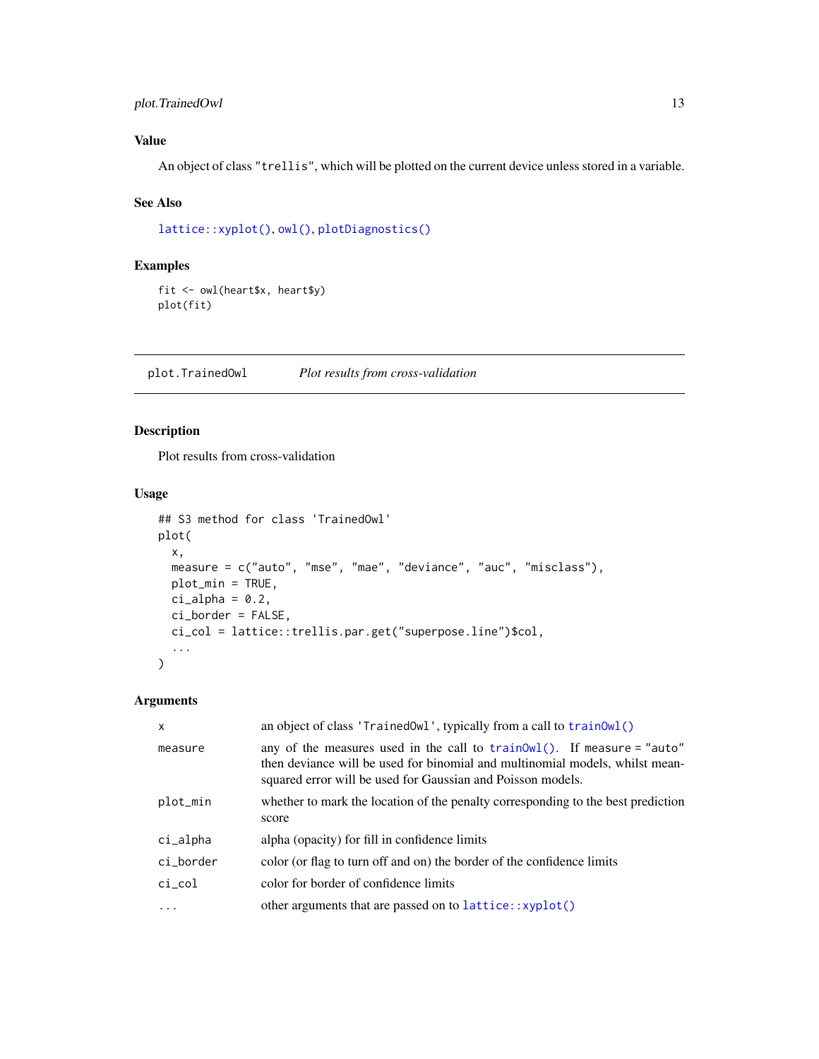### Value

An object of class `"trellis"`, which will be plotted on the current device unless stored in a variable.

### See Also

`lattice::xyplot()`, `owl()`, `plotDiagnostics()`

### Examples

```
fit <- owl(heart$x, heart$y)
plot(fit)
```

---

## plot.TrainedOwl — *Plot results from cross-validation*

### Description

Plot results from cross-validation

### Usage

```
## S3 method for class 'TrainedOwl'
plot(
  x,
  measure = c("auto", "mse", "mae", "deviance", "auc", "misclass"),
  plot_min = TRUE,
  ci_alpha = 0.2,
  ci_border = FALSE,
  ci_col = lattice::trellis.par.get("superpose.line")$col,
  ...
)
```

### Arguments

| | |
|---|---|
| `x` | an object of class `'TrainedOwl'`, typically from a call to `trainOwl()` |
| `measure` | any of the measures used in the call to `trainOwl()`. If `measure = "auto"` then deviance will be used for binomial and multinomial models, whilst mean-squared error will be used for Gaussian and Poisson models. |
| `plot_min` | whether to mark the location of the penalty corresponding to the best prediction score |
| `ci_alpha` | alpha (opacity) for fill in confidence limits |
| `ci_border` | color (or flag to turn off and on) the border of the confidence limits |
| `ci_col` | color for border of confidence limits |
| `...` | other arguments that are passed on to `lattice::xyplot()` |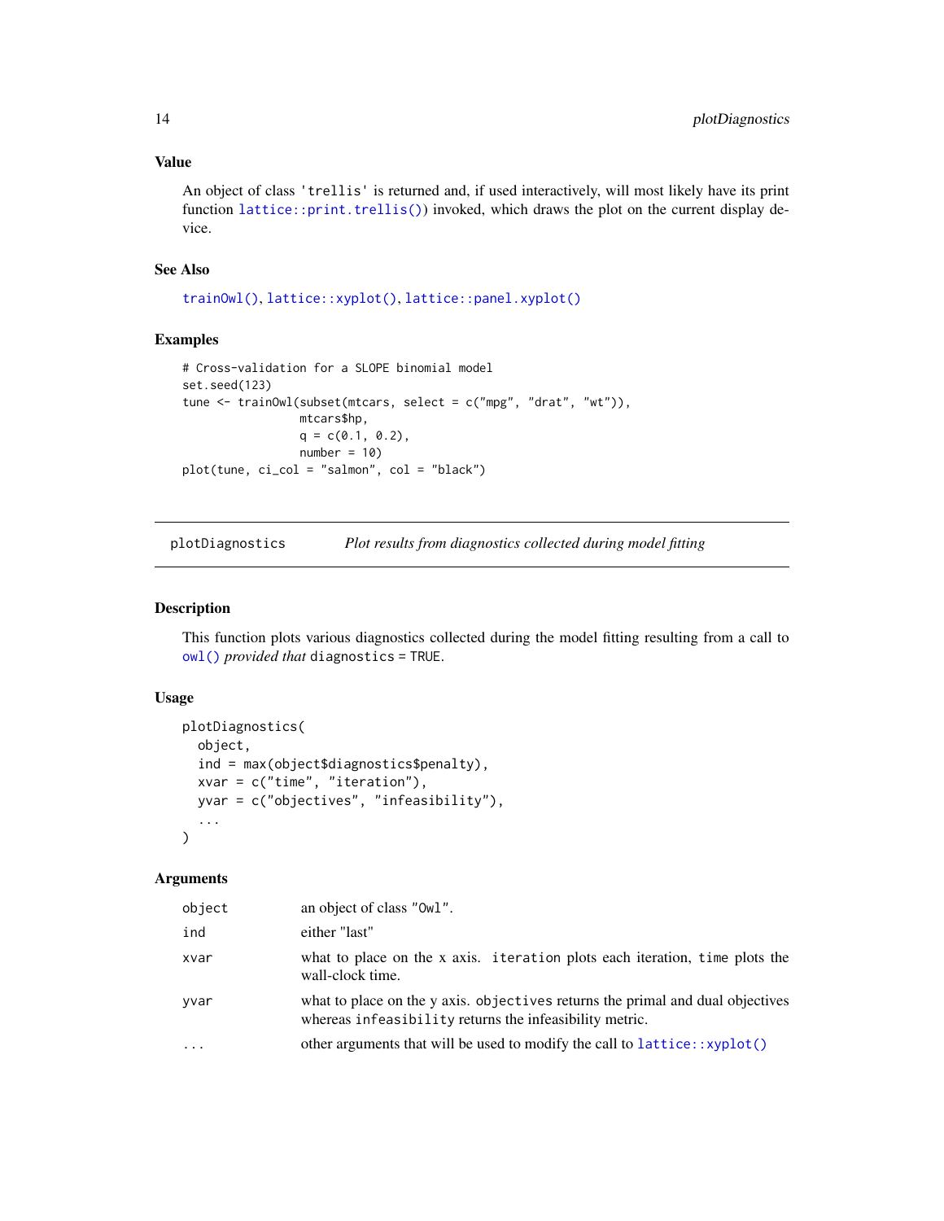### Value

An object of class 'trellis' is returned and, if used interactively, will most likely have its print function `lattice::print.trellis()`) invoked, which draws the plot on the current display device.

### See Also

`trainOwl()`, `lattice::xyplot()`, `lattice::panel.xyplot()`

### Examples

```
# Cross-validation for a SLOPE binomial model
set.seed(123)
tune <- trainOwl(subset(mtcars, select = c("mpg", "drat", "wt")),
                 mtcars$hp,
                 q = c(0.1, 0.2),
                 number = 10)
plot(tune, ci_col = "salmon", col = "black")
```

---

## plotDiagnostics — *Plot results from diagnostics collected during model fitting*

---

### Description

This function plots various diagnostics collected during the model fitting resulting from a call to `owl()` *provided that* `diagnostics = TRUE`.

### Usage

```
plotDiagnostics(
  object,
  ind = max(object$diagnostics$penalty),
  xvar = c("time", "iteration"),
  yvar = c("objectives", "infeasibility"),
  ...
)
```

### Arguments

| | |
|---|---|
| object | an object of class "Owl". |
| ind | either "last" |
| xvar | what to place on the x axis. `iteration` plots each iteration, `time` plots the wall-clock time. |
| yvar | what to place on the y axis. `objectives` returns the primal and dual objectives whereas `infeasibility` returns the infeasibility metric. |
| ... | other arguments that will be used to modify the call to `lattice::xyplot()` |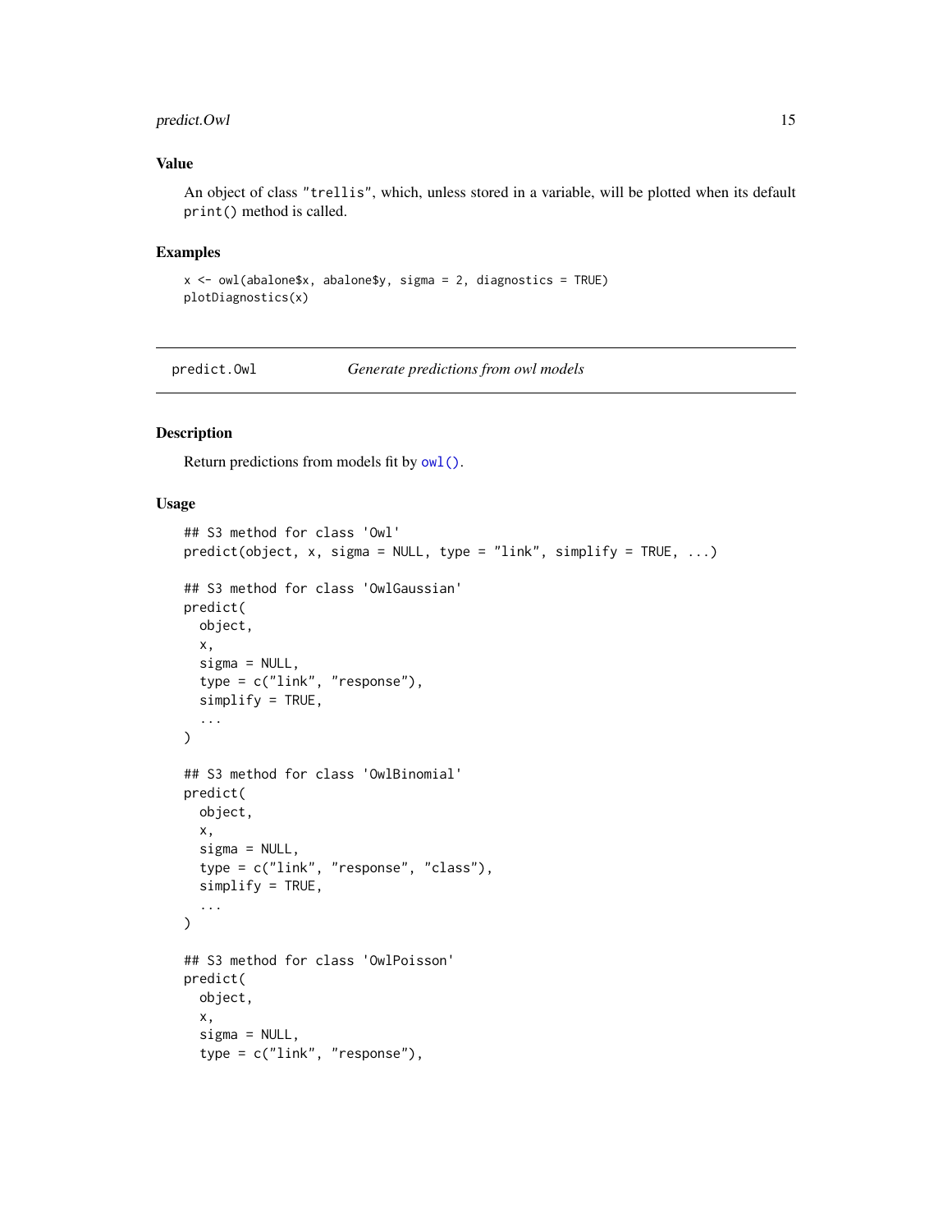## Value

An object of class "trellis", which, unless stored in a variable, will be plotted when its default `print()` method is called.

## Examples

```
x <- owl(abalone$x, abalone$y, sigma = 2, diagnostics = TRUE)
plotDiagnostics(x)
```

---

# predict.Owl — *Generate predictions from owl models*

---

## Description

Return predictions from models fit by `owl()`.

## Usage

```
## S3 method for class 'Owl'
predict(object, x, sigma = NULL, type = "link", simplify = TRUE, ...)

## S3 method for class 'OwlGaussian'
predict(
  object,
  x,
  sigma = NULL,
  type = c("link", "response"),
  simplify = TRUE,
  ...
)

## S3 method for class 'OwlBinomial'
predict(
  object,
  x,
  sigma = NULL,
  type = c("link", "response", "class"),
  simplify = TRUE,
  ...
)

## S3 method for class 'OwlPoisson'
predict(
  object,
  x,
  sigma = NULL,
  type = c("link", "response"),
```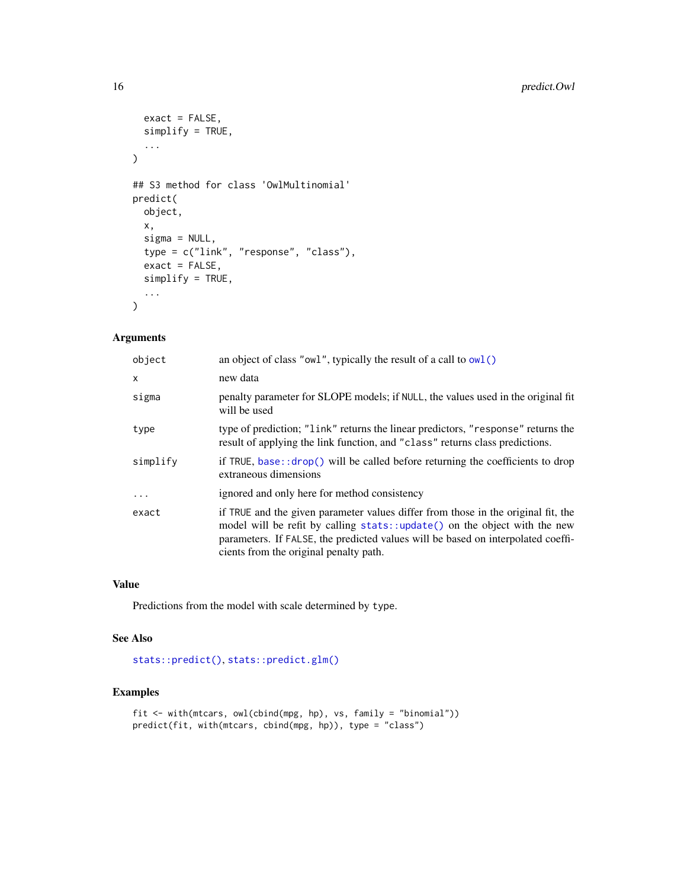```
  exact = FALSE,
  simplify = TRUE,
  ...
)

## S3 method for class 'OwlMultinomial'
predict(
  object,
  x,
  sigma = NULL,
  type = c("link", "response", "class"),
  exact = FALSE,
  simplify = TRUE,
  ...
)
```

### Arguments

| | |
|---|---|
| `object` | an object of class "owl", typically the result of a call to `owl()` |
| `x` | new data |
| `sigma` | penalty parameter for SLOPE models; if `NULL`, the values used in the original fit will be used |
| `type` | type of prediction; "link" returns the linear predictors, "response" returns the result of applying the link function, and "class" returns class predictions. |
| `simplify` | if `TRUE`, `base::drop()` will be called before returning the coefficients to drop extraneous dimensions |
| `...` | ignored and only here for method consistency |
| `exact` | if `TRUE` and the given parameter values differ from those in the original fit, the model will be refit by calling `stats::update()` on the object with the new parameters. If `FALSE`, the predicted values will be based on interpolated coefficients from the original penalty path. |

### Value

Predictions from the model with scale determined by `type`.

### See Also

`stats::predict()`, `stats::predict.glm()`

### Examples

```
fit <- with(mtcars, owl(cbind(mpg, hp), vs, family = "binomial"))
predict(fit, with(mtcars, cbind(mpg, hp)), type = "class")
```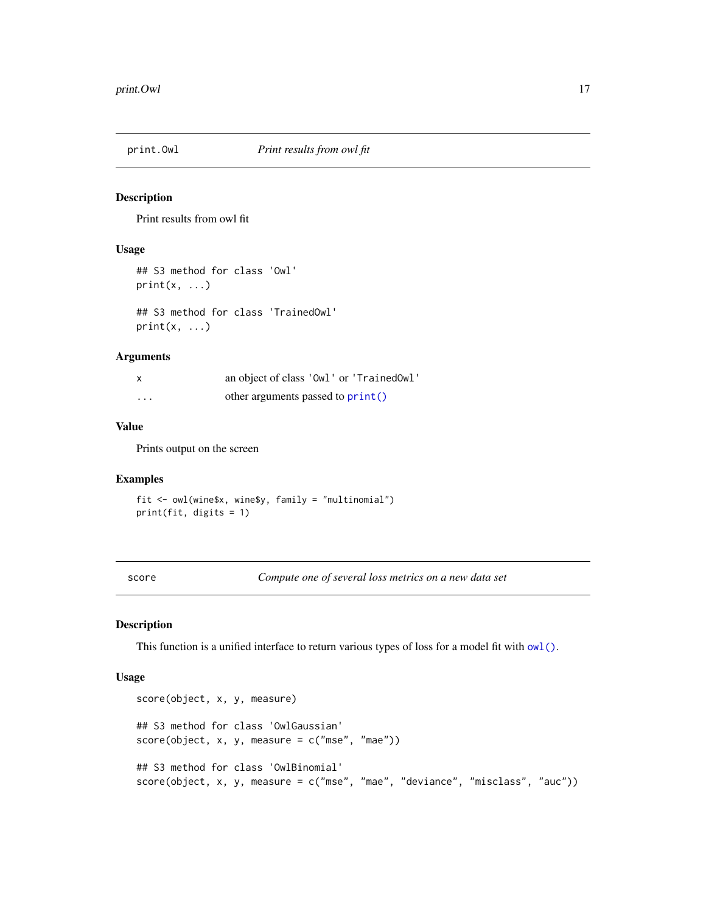## print.Owl — *Print results from owl fit*

### Description

Print results from owl fit

### Usage

```
## S3 method for class 'Owl'
print(x, ...)

## S3 method for class 'TrainedOwl'
print(x, ...)
```

### Arguments

| | |
|---|---|
| `x` | an object of class `'Owl'` or `'TrainedOwl'` |
| `...` | other arguments passed to `print()` |

### Value

Prints output on the screen

### Examples

```
fit <- owl(wine$x, wine$y, family = "multinomial")
print(fit, digits = 1)
```

## score — *Compute one of several loss metrics on a new data set*

### Description

This function is a unified interface to return various types of loss for a model fit with `owl()`.

### Usage

```
score(object, x, y, measure)

## S3 method for class 'OwlGaussian'
score(object, x, y, measure = c("mse", "mae"))

## S3 method for class 'OwlBinomial'
score(object, x, y, measure = c("mse", "mae", "deviance", "misclass", "auc"))
```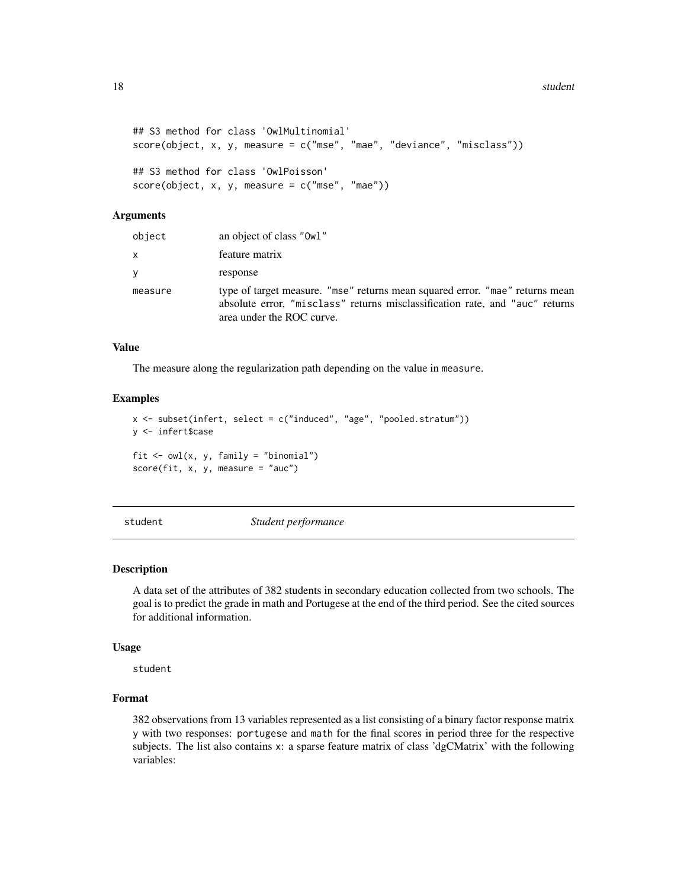```
## S3 method for class 'OwlMultinomial'
score(object, x, y, measure = c("mse", "mae", "deviance", "misclass"))

## S3 method for class 'OwlPoisson'
score(object, x, y, measure = c("mse", "mae"))
```

### Arguments

| | |
|---|---|
| object | an object of class "Owl" |
| x | feature matrix |
| y | response |
| measure | type of target measure. "mse" returns mean squared error. "mae" returns mean absolute error, "misclass" returns misclassification rate, and "auc" returns area under the ROC curve. |

### Value

The measure along the regularization path depending on the value in `measure`.

### Examples

```
x <- subset(infert, select = c("induced", "age", "pooled.stratum"))
y <- infert$case

fit <- owl(x, y, family = "binomial")
score(fit, x, y, measure = "auc")
```

## student — *Student performance*

### Description

A data set of the attributes of 382 students in secondary education collected from two schools. The goal is to predict the grade in math and Portugese at the end of the third period. See the cited sources for additional information.

### Usage

```
student
```

### Format

382 observations from 13 variables represented as a list consisting of a binary factor response matrix `y` with two responses: `portugese` and `math` for the final scores in period three for the respective subjects. The list also contains `x`: a sparse feature matrix of class 'dgCMatrix' with the following variables: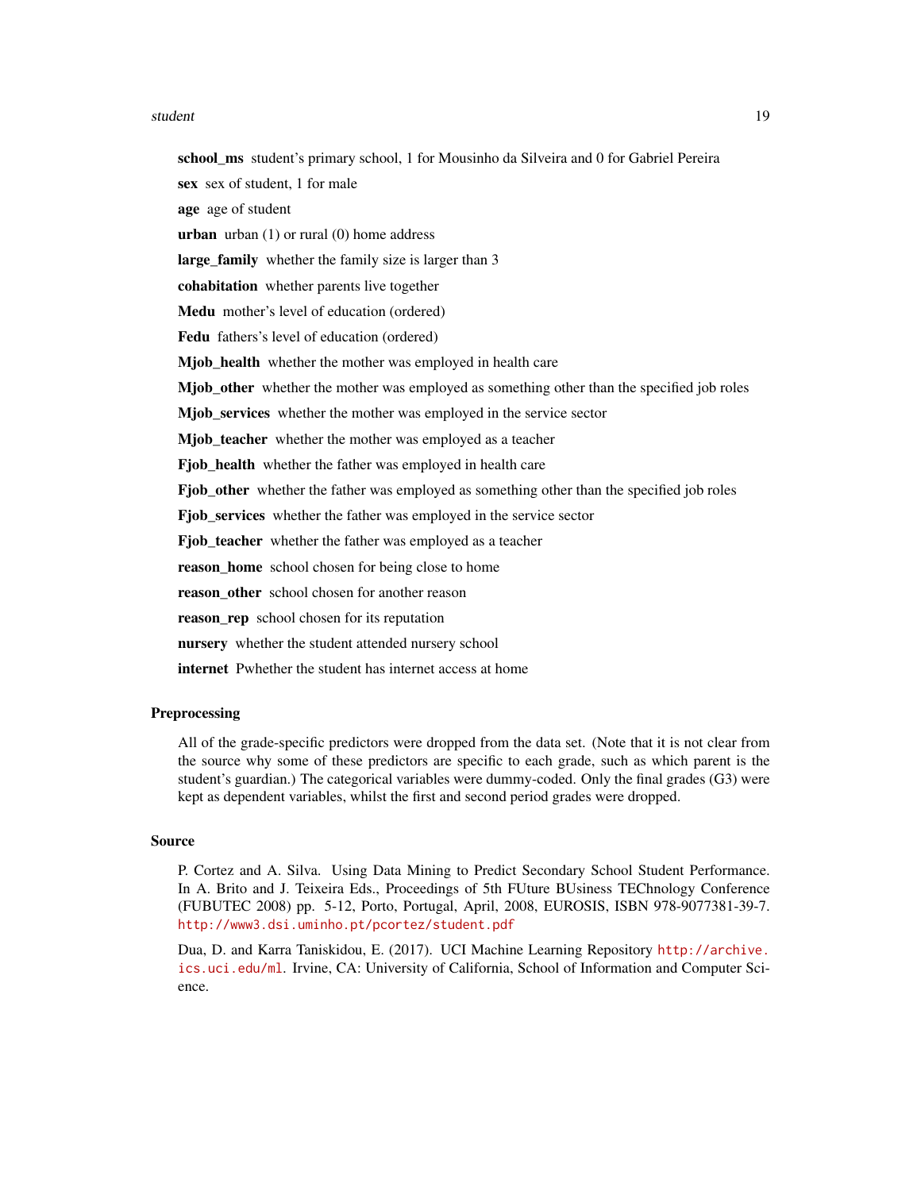**school_ms** student's primary school, 1 for Mousinho da Silveira and 0 for Gabriel Pereira

**sex** sex of student, 1 for male

**age** age of student

**urban** urban (1) or rural (0) home address

**large_family** whether the family size is larger than 3

**cohabitation** whether parents live together

**Medu** mother's level of education (ordered)

**Fedu** fathers's level of education (ordered)

**Mjob_health** whether the mother was employed in health care

**Mjob_other** whether the mother was employed as something other than the specified job roles

**Mjob_services** whether the mother was employed in the service sector

**Mjob_teacher** whether the mother was employed as a teacher

**Fjob_health** whether the father was employed in health care

**Fjob_other** whether the father was employed as something other than the specified job roles

**Fjob_services** whether the father was employed in the service sector

**Fjob_teacher** whether the father was employed as a teacher

**reason_home** school chosen for being close to home

**reason_other** school chosen for another reason

**reason_rep** school chosen for its reputation

**nursery** whether the student attended nursery school

**internet** Pwhether the student has internet access at home

### Preprocessing

All of the grade-specific predictors were dropped from the data set. (Note that it is not clear from the source why some of these predictors are specific to each grade, such as which parent is the student's guardian.) The categorical variables were dummy-coded. Only the final grades (G3) were kept as dependent variables, whilst the first and second period grades were dropped.

### Source

P. Cortez and A. Silva. Using Data Mining to Predict Secondary School Student Performance. In A. Brito and J. Teixeira Eds., Proceedings of 5th FUture BUsiness TEChnology Conference (FUBUTEC 2008) pp. 5-12, Porto, Portugal, April, 2008, EUROSIS, ISBN 978-9077381-39-7. http://www3.dsi.uminho.pt/pcortez/student.pdf

Dua, D. and Karra Taniskidou, E. (2017). UCI Machine Learning Repository http://archive.ics.uci.edu/ml. Irvine, CA: University of California, School of Information and Computer Science.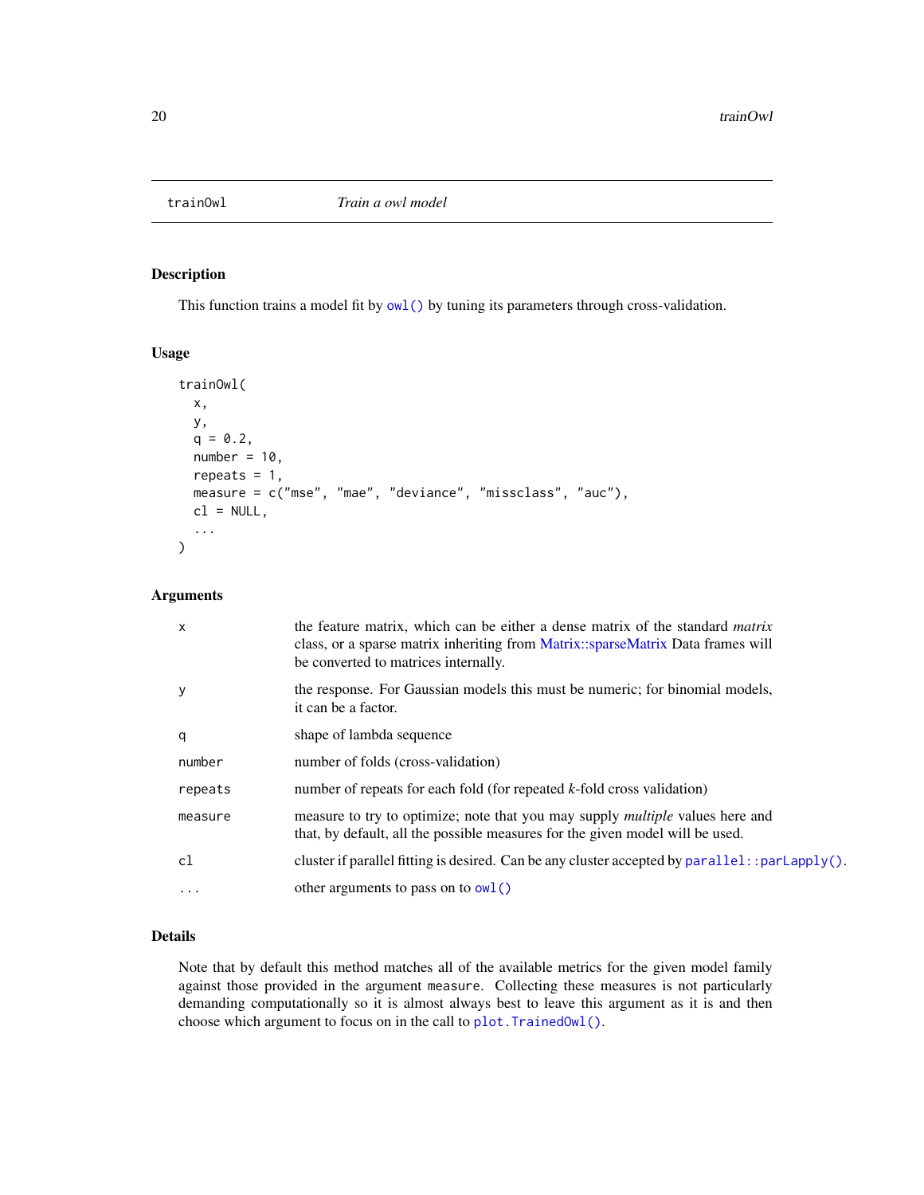# trainOwl — *Train a owl model*

## Description

This function trains a model fit by `owl()` by tuning its parameters through cross-validation.

## Usage

```
trainOwl(
  x,
  y,
  q = 0.2,
  number = 10,
  repeats = 1,
  measure = c("mse", "mae", "deviance", "missclass", "auc"),
  cl = NULL,
  ...
)
```

## Arguments

| | |
|---|---|
| `x` | the feature matrix, which can be either a dense matrix of the standard *matrix* class, or a sparse matrix inheriting from Matrix::sparseMatrix Data frames will be converted to matrices internally. |
| `y` | the response. For Gaussian models this must be numeric; for binomial models, it can be a factor. |
| `q` | shape of lambda sequence |
| `number` | number of folds (cross-validation) |
| `repeats` | number of repeats for each fold (for repeated *k*-fold cross validation) |
| `measure` | measure to try to optimize; note that you may supply *multiple* values here and that, by default, all the possible measures for the given model will be used. |
| `cl` | cluster if parallel fitting is desired. Can be any cluster accepted by `parallel::parLapply()`. |
| `...` | other arguments to pass on to `owl()` |

## Details

Note that by default this method matches all of the available metrics for the given model family against those provided in the argument `measure`. Collecting these measures is not particularly demanding computationally so it is almost always best to leave this argument as it is and then choose which argument to focus on in the call to `plot.TrainedOwl()`.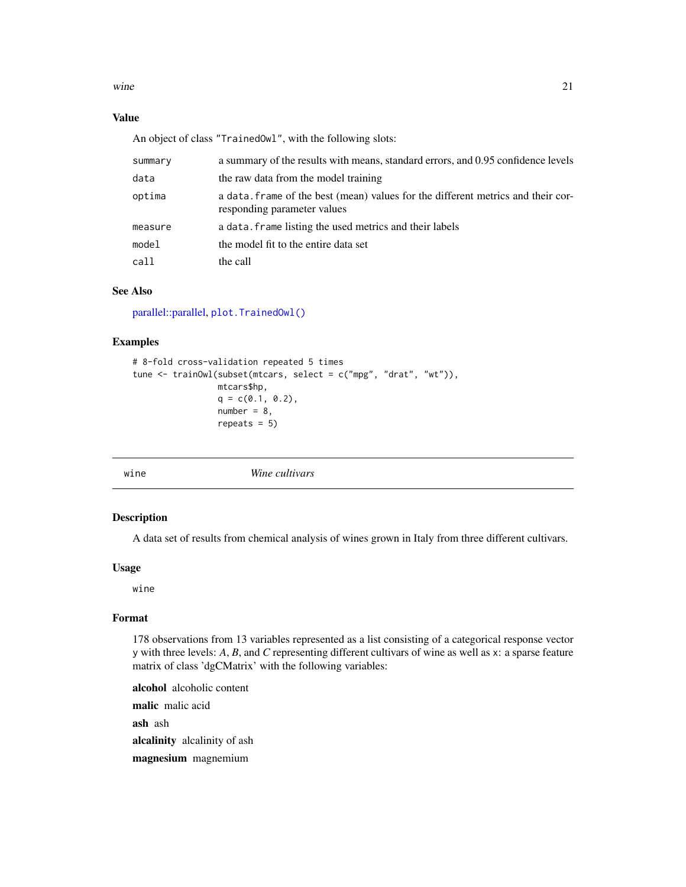### Value

An object of class "TrainedOwl", with the following slots:

| | |
|---|---|
| summary | a summary of the results with means, standard errors, and 0.95 confidence levels |
| data | the raw data from the model training |
| optima | a data.frame of the best (mean) values for the different metrics and their corresponding parameter values |
| measure | a data.frame listing the used metrics and their labels |
| model | the model fit to the entire data set |
| call | the call |

### See Also

parallel::parallel, plot.TrainedOwl()

### Examples

```
# 8-fold cross-validation repeated 5 times
tune <- trainOwl(subset(mtcars, select = c("mpg", "drat", "wt")),
                 mtcars$hp,
                 q = c(0.1, 0.2),
                 number = 8,
                 repeats = 5)
```

---

## wine *Wine cultivars*

### Description

A data set of results from chemical analysis of wines grown in Italy from three different cultivars.

### Usage

```
wine
```

### Format

178 observations from 13 variables represented as a list consisting of a categorical response vector y with three levels: *A*, *B*, and *C* representing different cultivars of wine as well as x: a sparse feature matrix of class 'dgCMatrix' with the following variables:

**alcohol** alcoholic content

**malic** malic acid

**ash** ash

**alcalinity** alcalinity of ash

**magnesium** magnemium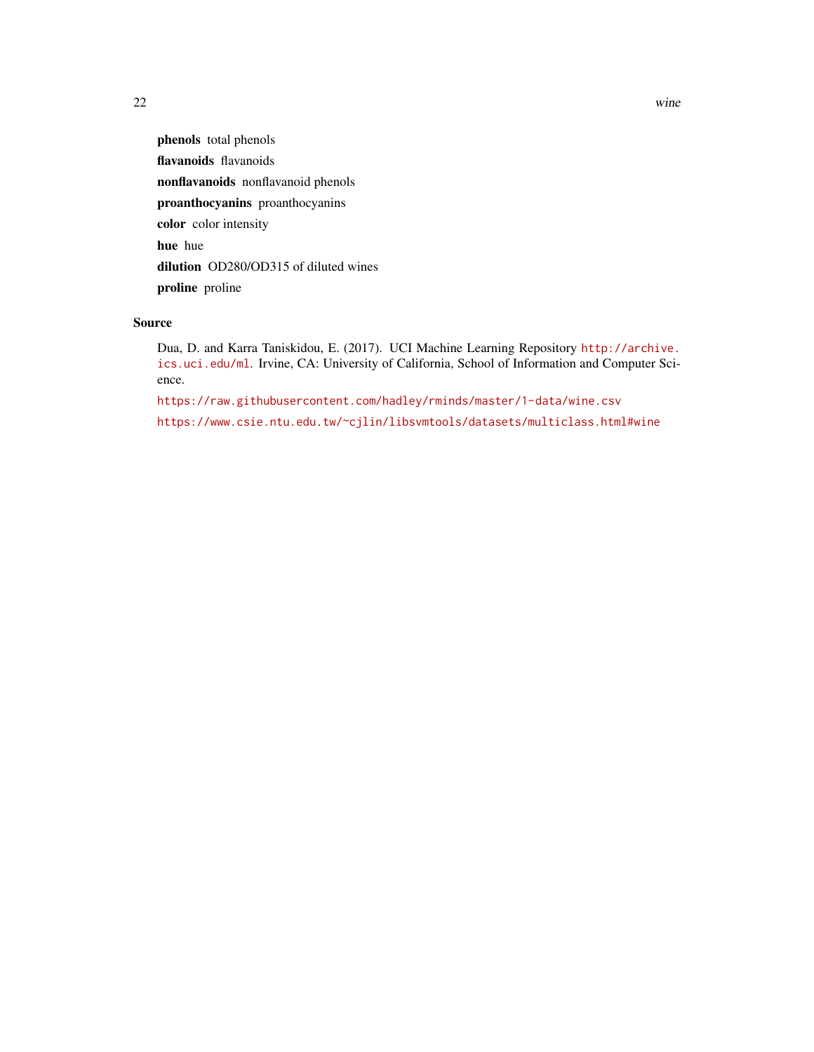**phenols** total phenols

**flavanoids** flavanoids

**nonflavanoids** nonflavanoid phenols

**proanthocyanins** proanthocyanins

**color** color intensity

**hue** hue

**dilution** OD280/OD315 of diluted wines

**proline** proline

## Source

Dua, D. and Karra Taniskidou, E. (2017). UCI Machine Learning Repository http://archive.ics.uci.edu/ml. Irvine, CA: University of California, School of Information and Computer Science.

https://raw.githubusercontent.com/hadley/rminds/master/1-data/wine.csv

https://www.csie.ntu.edu.tw/~cjlin/libsvmtools/datasets/multiclass.html#wine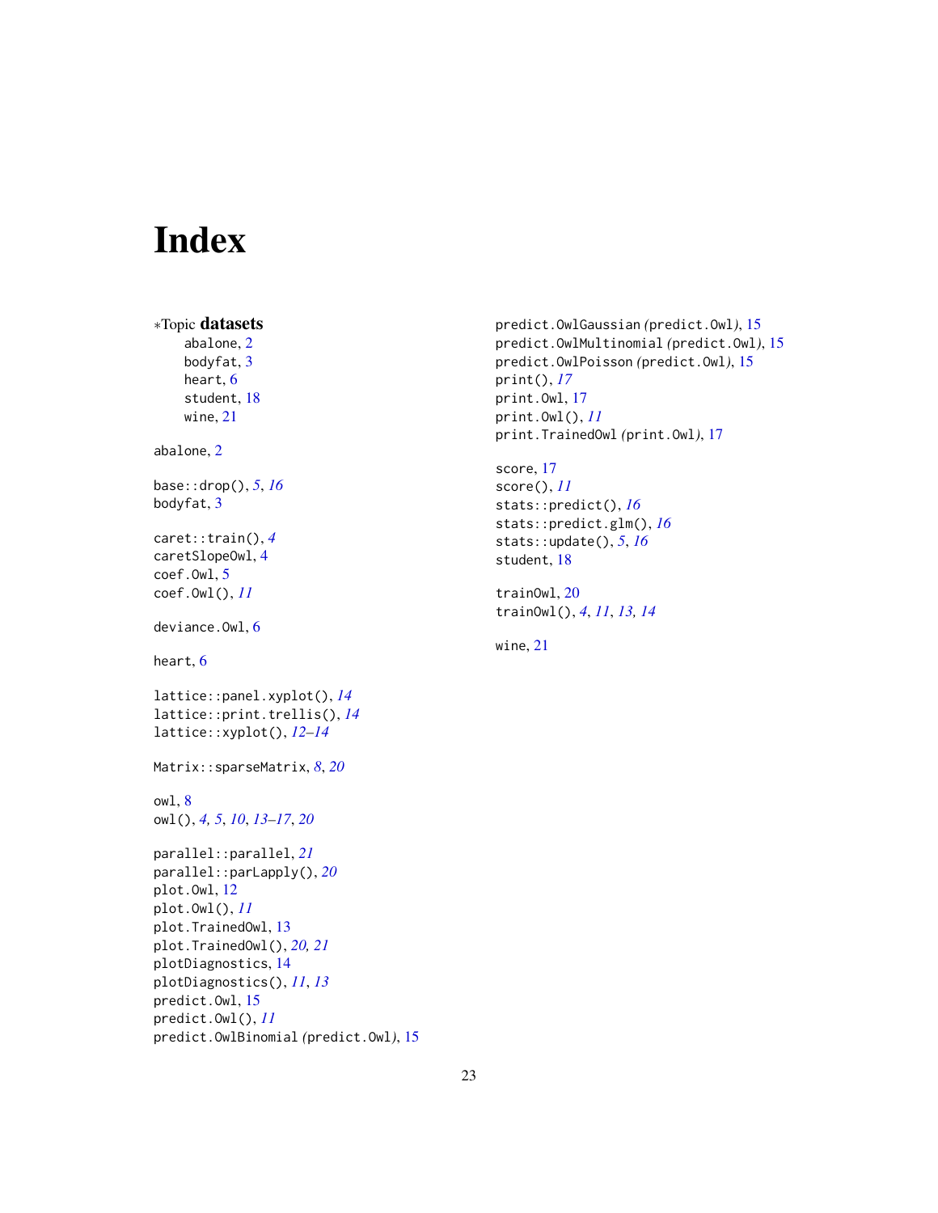# Index

∗Topic **datasets**
- abalone, 2
- bodyfat, 3
- heart, 6
- student, 18
- wine, 21

abalone, 2

base::drop(), *5*, *16*
bodyfat, 3

caret::train(), *4*
caretSlopeOwl, 4
coef.Owl, 5
coef.Owl(), *11*

deviance.Owl, 6

heart, 6

lattice::panel.xyplot(), *14*
lattice::print.trellis(), *14*
lattice::xyplot(), *12–14*

Matrix::sparseMatrix, *8*, *20*

owl, 8
owl(), *4, 5*, *10*, *13–17*, *20*

parallel::parallel, *21*
parallel::parLapply(), *20*
plot.Owl, 12
plot.Owl(), *11*
plot.TrainedOwl, 13
plot.TrainedOwl(), *20, 21*
plotDiagnostics, 14
plotDiagnostics(), *11*, *13*
predict.Owl, 15
predict.Owl(), *11*
predict.OwlBinomial *(*predict.Owl*)*, 15
predict.OwlGaussian *(*predict.Owl*)*, 15
predict.OwlMultinomial *(*predict.Owl*)*, 15
predict.OwlPoisson *(*predict.Owl*)*, 15
print(), *17*
print.Owl, 17
print.Owl(), *11*
print.TrainedOwl *(*print.Owl*)*, 17

score, 17
score(), *11*
stats::predict(), *16*
stats::predict.glm(), *16*
stats::update(), *5*, *16*
student, 18

trainOwl, 20
trainOwl(), *4*, *11*, *13, 14*

wine, 21